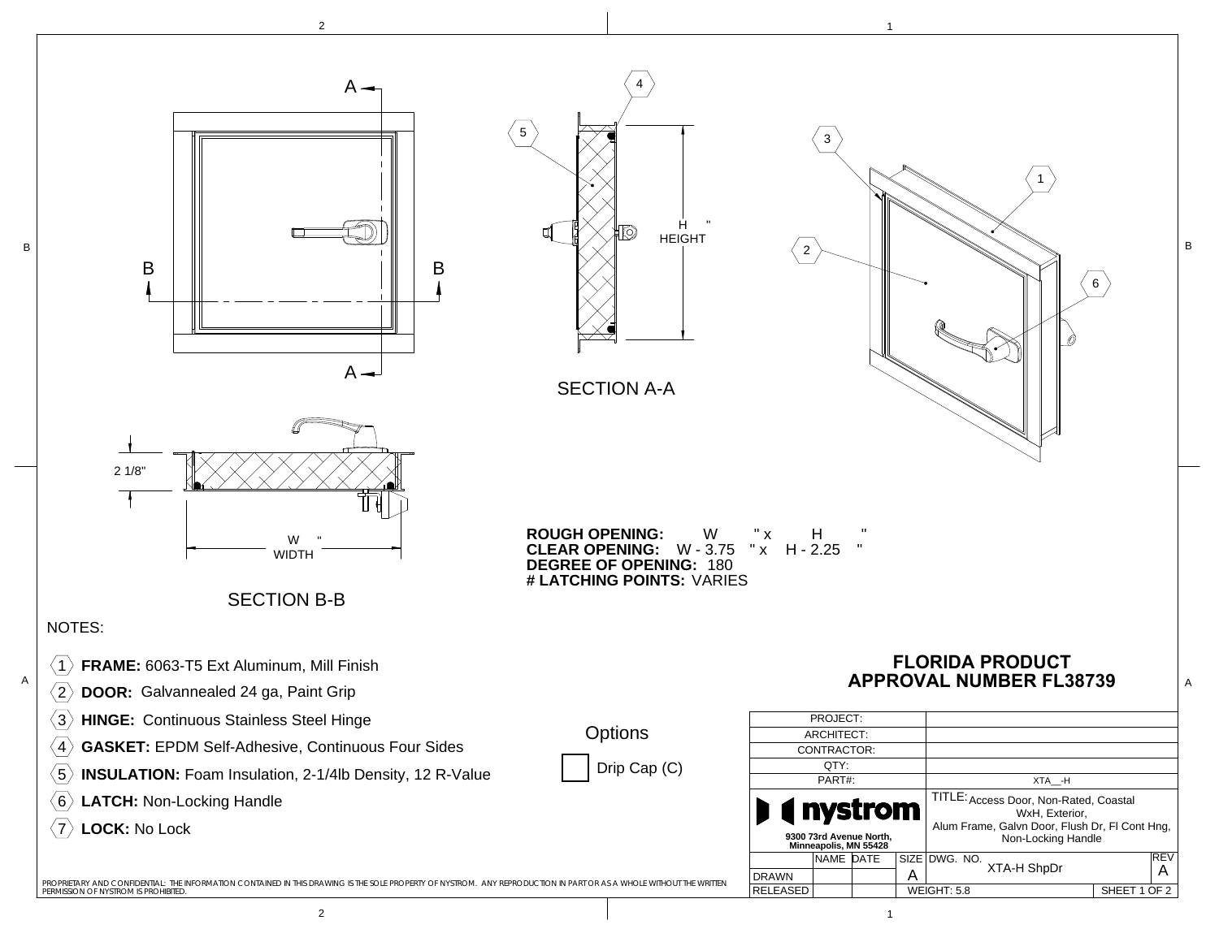SECTION A-A

SECTION B-B

2 1/8"

W "
WIDTH

H "
HEIGHT

**ROUGH OPENING:** W " x H "
**CLEAR OPENING:** W - 3.75 " x H - 2.25 "
**DEGREE OF OPENING:** 180
**# LATCHING POINTS:** VARIES

NOTES:

1. **FRAME:** 6063-T5 Ext Aluminum, Mill Finish
2. **DOOR:** Galvannealed 24 ga, Paint Grip
3. **HINGE:** Continuous Stainless Steel Hinge
4. **GASKET:** EPDM Self-Adhesive, Continuous Four Sides
5. **INSULATION:** Foam Insulation, 2-1/4lb Density, 12 R-Value
6. **LATCH:** Non-Locking Handle
7. **LOCK:** No Lock

Options

☐ Drip Cap (C)

**FLORIDA PRODUCT APPROVAL NUMBER FL38739**

| | |
|---|---|
| PROJECT: | |
| ARCHITECT: | |
| CONTRACTOR: | |
| QTY: | |
| PART#: | XTA__-H |

nystrom
9300 73rd Avenue North, Minneapolis, MN 55428

TITLE: Access Door, Non-Rated, Coastal WxH, Exterior, Alum Frame, Galvn Door, Flush Dr, Fl Cont Hng, Non-Locking Handle

| | NAME | DATE | SIZE | DWG. NO. | REV |
|---|---|---|---|---|---|
| DRAWN | | | A | XTA-H ShpDr | A |
| RELEASED | | | WEIGHT: 5.8 | | SHEET 1 OF 2 |

PROPRIETARY AND CONFIDENTIAL: THE INFORMATION CONTAINED IN THIS DRAWING IS THE SOLE PROPERTY OF NYSTROM. ANY REPRODUCTION IN PART OR AS A WHOLE WITHOUT THE WRITTEN PERMISSION OF NYSTROM IS PROHIBITED.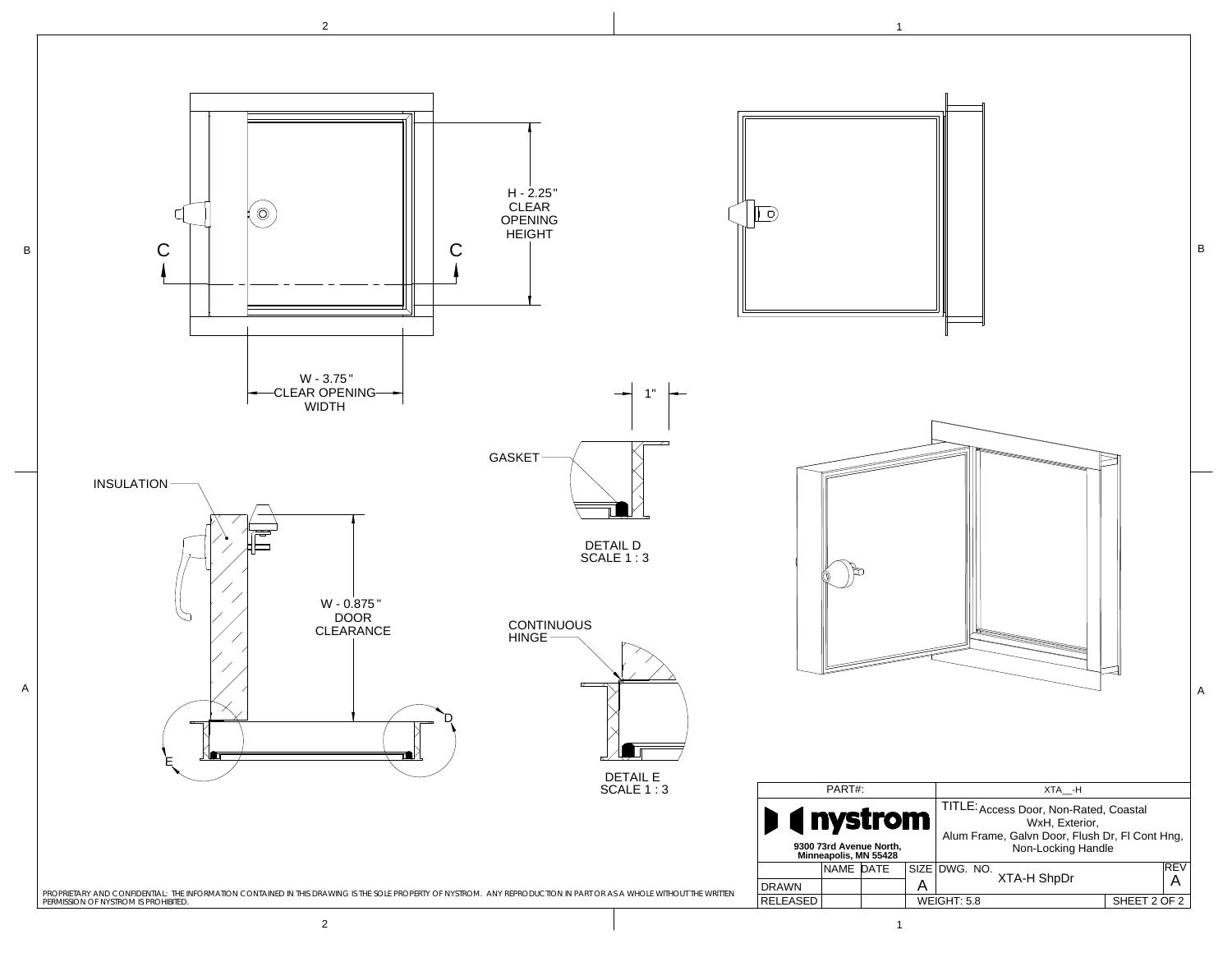H - 2.25"
CLEAR
OPENING
HEIGHT

C C

W - 3.75"
CLEAR OPENING
WIDTH

INSULATION

W - 0.875"
DOOR
CLEARANCE

1"

GASKET

DETAIL D
SCALE 1 : 3

CONTINUOUS
HINGE

DETAIL E
SCALE 1 : 3

D

E

| | | | | | |
|---|---|---|---|---|---|
| PART#: | | | XTA__-H | | |
| nystrom<br>9300 73rd Avenue North,<br>Minneapolis, MN 55428 | | | TITLE: Access Door, Non-Rated, Coastal<br>WxH, Exterior,<br>Alum Frame, Galvn Door, Flush Dr, Fl Cont Hng,<br>Non-Locking Handle | | |
| | NAME | DATE | SIZE | DWG. NO. XTA-H ShpDr | REV |
| DRAWN | | | A | | A |
| RELEASED | | | WEIGHT: 5.8 | | SHEET 2 OF 2 |

PROPRIETARY AND CONFIDENTIAL: THE INFORMATION CONTAINED IN THIS DRAWING IS THE SOLE PROPERTY OF NYSTROM. ANY REPRODUCTION IN PART OR AS A WHOLE WITHOUT THE WRITTEN PERMISSION OF NYSTROM IS PROHIBITED.